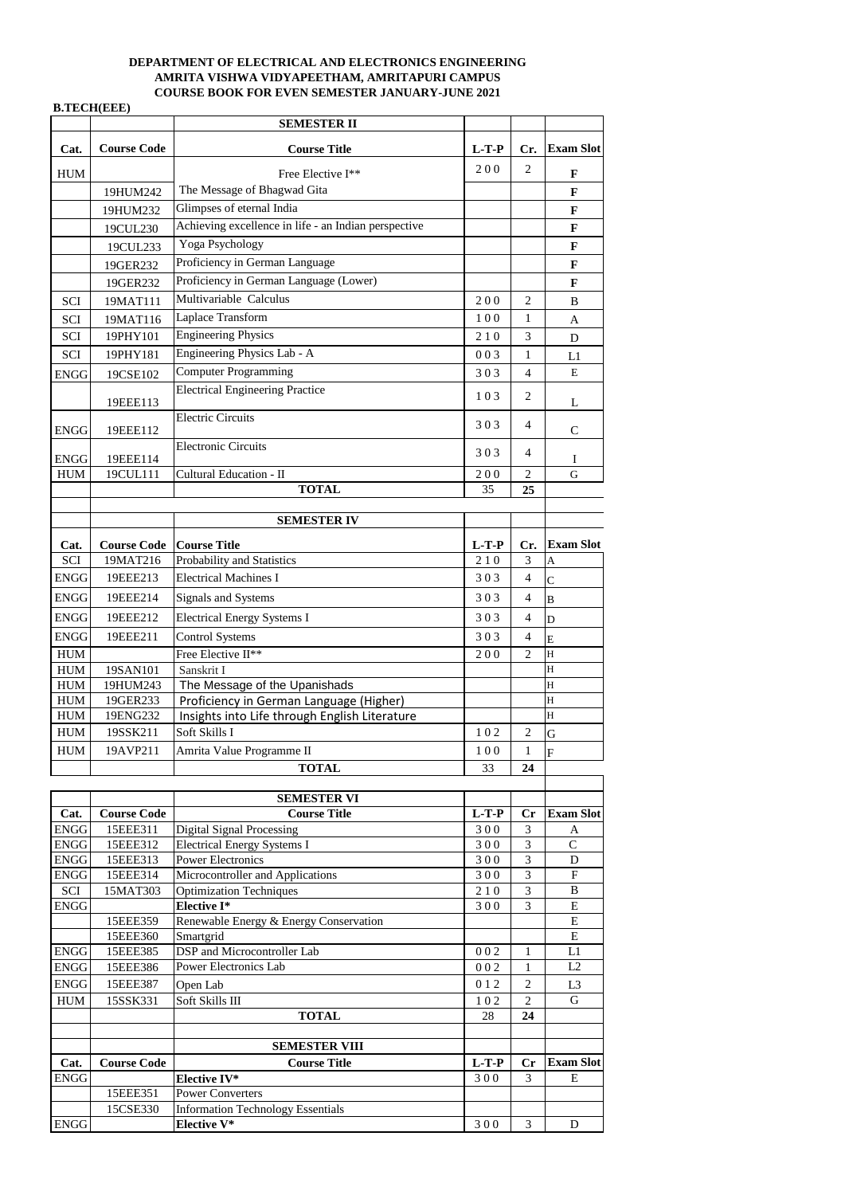**DEPARTMENT OF ELECTRICAL AND ELECTRONICS ENGINEERING**
**AMRITA VISHWA VIDYAPEETHAM, AMRITAPURI CAMPUS**
**COURSE BOOK FOR EVEN SEMESTER JANUARY-JUNE 2021**

**B.TECH(EEE)**

| | | **SEMESTER II** | | | |
|---|---|---|---|---|---|
| **Cat.** | **Course Code** | **Course Title** | **L-T-P** | **Cr.** | **Exam Slot** |
| HUM | | Free Elective I** | 2 0 0 | 2 | **F** |
| | 19HUM242 | The Message of Bhagwad Gita | | | **F** |
| | 19HUM232 | Glimpses of eternal India | | | **F** |
| | 19CUL230 | Achieving excellence in life - an Indian perspective | | | **F** |
| | 19CUL233 | Yoga Psychology | | | **F** |
| | 19GER232 | Proficiency in German Language | | | **F** |
| | 19GER232 | Proficiency in German Language (Lower) | | | **F** |
| SCI | 19MAT111 | Multivariable Calculus | 2 0 0 | 2 | B |
| SCI | 19MAT116 | Laplace Transform | 1 0 0 | 1 | A |
| SCI | 19PHY101 | Engineering Physics | 2 1 0 | 3 | D |
| SCI | 19PHY181 | Engineering Physics Lab - A | 0 0 3 | 1 | L1 |
| ENGG | 19CSE102 | Computer Programming | 3 0 3 | 4 | E |
| | 19EEE113 | Electrical Engineering Practice | 1 0 3 | 2 | L |
| ENGG | 19EEE112 | Electric Circuits | 3 0 3 | 4 | C |
| ENGG | 19EEE114 | Electronic Circuits | 3 0 3 | 4 | I |
| HUM | 19CUL111 | Cultural Education - II | 2 0 0 | 2 | G |
| | | **TOTAL** | 35 | **25** | |

| | | **SEMESTER IV** | | | |
|---|---|---|---|---|---|
| **Cat.** | **Course Code** | **Course Title** | **L-T-P** | **Cr.** | **Exam Slot** |
| SCI | 19MAT216 | Probability and Statistics | 2 1 0 | 3 | A |
| ENGG | 19EEE213 | Electrical Machines I | 3 0 3 | 4 | C |
| ENGG | 19EEE214 | Signals and Systems | 3 0 3 | 4 | B |
| ENGG | 19EEE212 | Electrical Energy Systems I | 3 0 3 | 4 | D |
| ENGG | 19EEE211 | Control Systems | 3 0 3 | 4 | E |
| HUM | | Free Elective II** | 2 0 0 | 2 | H |
| HUM | 19SAN101 | Sanskrit I | | | H |
| HUM | 19HUM243 | The Message of the Upanishads | | | H |
| HUM | 19GER233 | Proficiency in German Language (Higher) | | | H |
| HUM | 19ENG232 | Insights into Life through English Literature | | | H |
| HUM | 19SSK211 | Soft Skills I | 1 0 2 | 2 | G |
| HUM | 19AVP211 | Amrita Value Programme II | 1 0 0 | 1 | F |
| | | **TOTAL** | 33 | **24** | |

| | | **SEMESTER VI** | | | |
|---|---|---|---|---|---|
| **Cat.** | **Course Code** | **Course Title** | **L-T-P** | **Cr** | **Exam Slot** |
| ENGG | 15EEE311 | Digital Signal Processing | 3 0 0 | 3 | A |
| ENGG | 15EEE312 | Electrical Energy Systems I | 3 0 0 | 3 | C |
| ENGG | 15EEE313 | Power Electronics | 3 0 0 | 3 | D |
| ENGG | 15EEE314 | Microcontroller and Applications | 3 0 0 | 3 | F |
| SCI | 15MAT303 | Optimization Techniques | 2 1 0 | 3 | B |
| ENGG | | **Elective I*** | 3 0 0 | 3 | E |
| | 15EEE359 | Renewable Energy & Energy Conservation | | | E |
| | 15EEE360 | Smartgrid | | | E |
| ENGG | 15EEE385 | DSP and Microcontroller Lab | 0 0 2 | 1 | L1 |
| ENGG | 15EEE386 | Power Electronics Lab | 0 0 2 | 1 | L2 |
| ENGG | 15EEE387 | Open Lab | 0 1 2 | 2 | L3 |
| HUM | 15SSK331 | Soft Skills III | 1 0 2 | 2 | G |
| | | **TOTAL** | 28 | **24** | |

| | | **SEMESTER VIII** | | | |
|---|---|---|---|---|---|
| **Cat.** | **Course Code** | **Course Title** | **L-T-P** | **Cr** | **Exam Slot** |
| ENGG | | **Elective IV*** | 3 0 0 | 3 | E |
| | 15EEE351 | Power Converters | | | |
| | 15CSE330 | Information Technology Essentials | | | |
| ENGG | | **Elective V*** | 3 0 0 | 3 | D |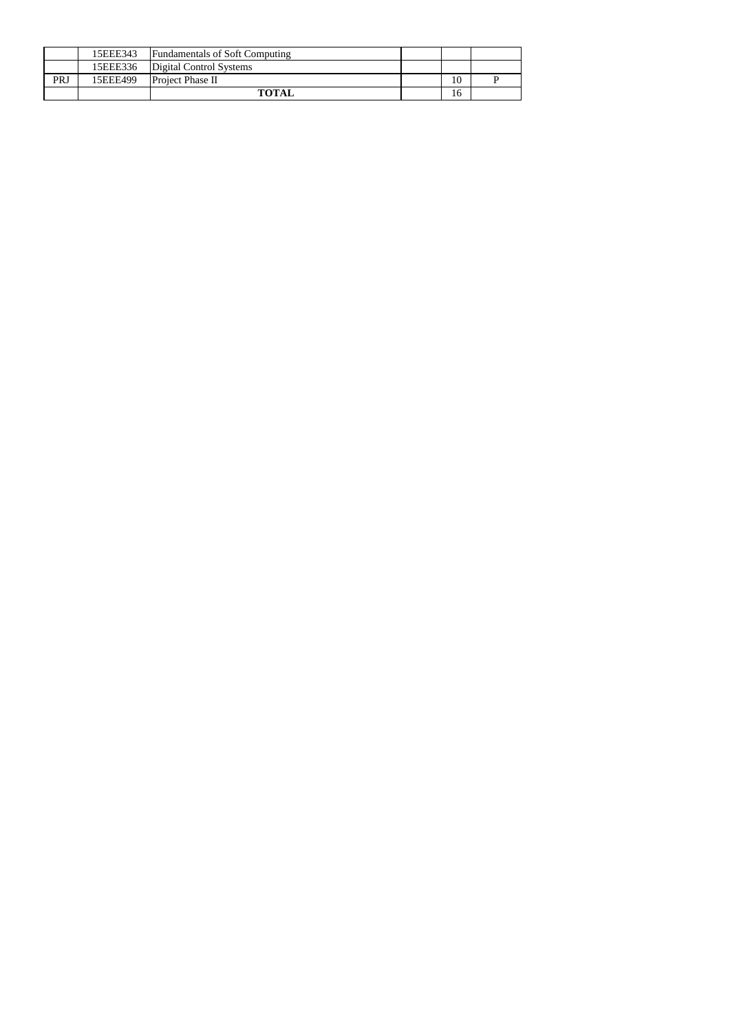|  |  |  |  |  |  |
|---|---|---|---|---|---|
|  | 15EEE343 | Fundamentals of Soft Computing |  |  |  |
|  | 15EEE336 | Digital Control Systems |  |  |  |
| PRJ | 15EEE499 | Project Phase II |  | 10 | P |
|  |  | **TOTAL** |  | 16 |  |